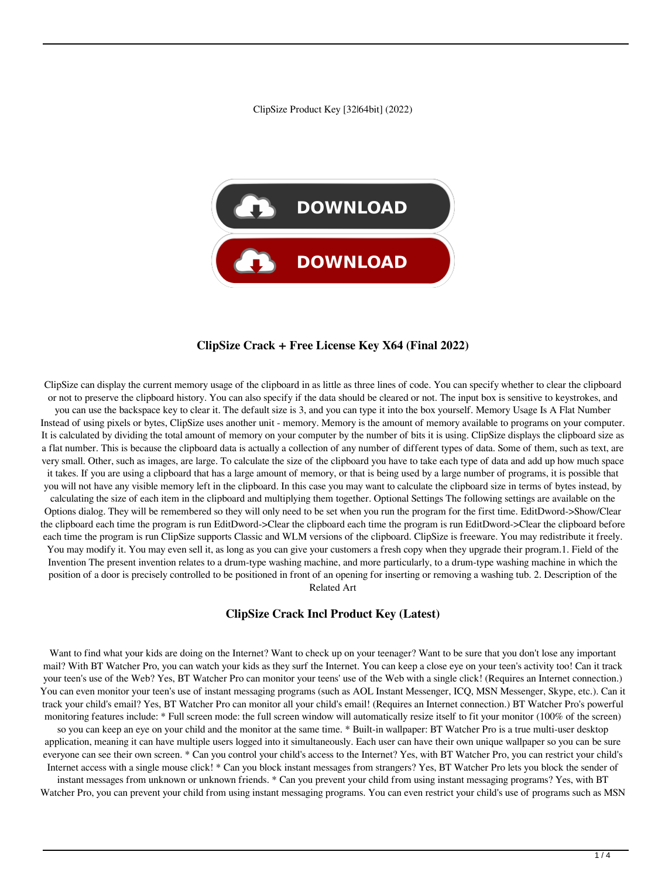ClipSize Product Key [32|64bit] (2022)

DOWNLOAD

DOWNLOAD

## ClipSize Crack + Free License Key X64 (Final 2022)

ClipSize can display the current memory usage of the clipboard in as little as three lines of code. You can specify whether to clear the clipboard or not to preserve the clipboard history. You can also specify if the data should be cleared or not. The input box is sensitive to keystrokes, and you can use the backspace key to clear it. The default size is 3, and you can type it into the box yourself. Memory Usage Is A Flat Number Instead of using pixels or bytes, ClipSize uses another unit - memory. Memory is the amount of memory available to programs on your computer. It is calculated by dividing the total amount of memory on your computer by the number of bits it is using. ClipSize displays the clipboard size as a flat number. This is because the clipboard data is actually a collection of any number of different types of data. Some of them, such as text, are very small. Other, such as images, are large. To calculate the size of the clipboard you have to take each type of data and add up how much space it takes. If you are using a clipboard that has a large amount of memory, or that is being used by a large number of programs, it is possible that you will not have any visible memory left in the clipboard. In this case you may want to calculate the clipboard size in terms of bytes instead, by calculating the size of each item in the clipboard and multiplying them together. Optional Settings The following settings are available on the Options dialog. They will be remembered so they will only need to be set when you run the program for the first time. EditDword->Show/Clear the clipboard each time the program is run EditDword->Clear the clipboard each time the program is run EditDword->Clear the clipboard before each time the program is run ClipSize supports Classic and WLM versions of the clipboard. ClipSize is freeware. You may redistribute it freely. You may modify it. You may even sell it, as long as you can give your customers a fresh copy when they upgrade their program.1. Field of the Invention The present invention relates to a drum-type washing machine, and more particularly, to a drum-type washing machine in which the position of a door is precisely controlled to be positioned in front of an opening for inserting or removing a washing tub. 2. Description of the Related Art

## ClipSize Crack Incl Product Key (Latest)

Want to find what your kids are doing on the Internet? Want to check up on your teenager? Want to be sure that you don't lose any important mail? With BT Watcher Pro, you can watch your kids as they surf the Internet. You can keep a close eye on your teen's activity too! Can it track your teen's use of the Web? Yes, BT Watcher Pro can monitor your teens' use of the Web with a single click! (Requires an Internet connection.) You can even monitor your teen's use of instant messaging programs (such as AOL Instant Messenger, ICQ, MSN Messenger, Skype, etc.). Can it track your child's email? Yes, BT Watcher Pro can monitor all your child's email! (Requires an Internet connection.) BT Watcher Pro's powerful monitoring features include: * Full screen mode: the full screen window will automatically resize itself to fit your monitor (100% of the screen) so you can keep an eye on your child and the monitor at the same time. * Built-in wallpaper: BT Watcher Pro is a true multi-user desktop application, meaning it can have multiple users logged into it simultaneously. Each user can have their own unique wallpaper so you can be sure everyone can see their own screen. * Can you control your child's access to the Internet? Yes, with BT Watcher Pro, you can restrict your child's Internet access with a single mouse click! * Can you block instant messages from strangers? Yes, BT Watcher Pro lets you block the sender of instant messages from unknown or unknown friends. * Can you prevent your child from using instant messaging programs? Yes, with BT Watcher Pro, you can prevent your child from using instant messaging programs. You can even restrict your child's use of programs such as MSN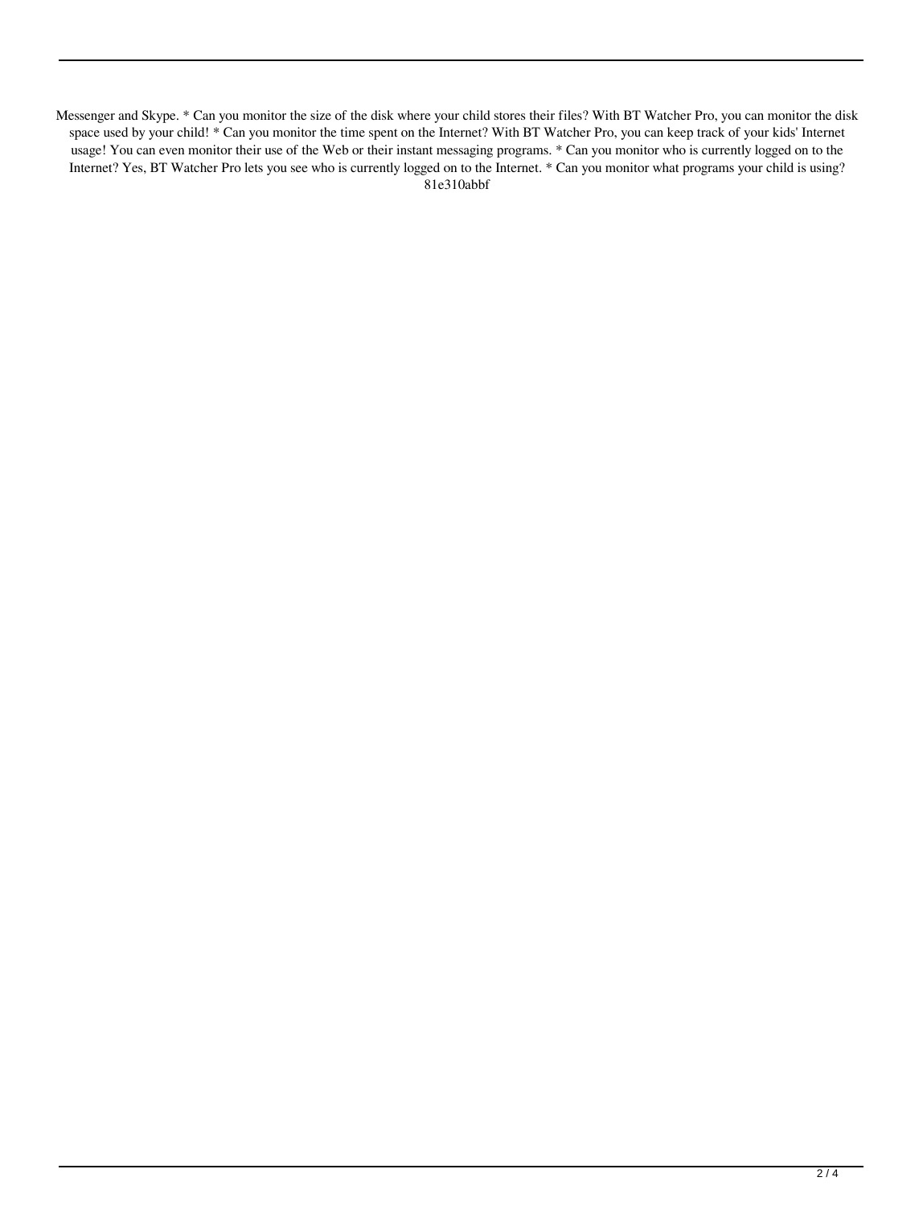Messenger and Skype. * Can you monitor the size of the disk where your child stores their files? With BT Watcher Pro, you can monitor the disk space used by your child! * Can you monitor the time spent on the Internet? With BT Watcher Pro, you can keep track of your kids' Internet usage! You can even monitor their use of the Web or their instant messaging programs. * Can you monitor who is currently logged on to the Internet? Yes, BT Watcher Pro lets you see who is currently logged on to the Internet. * Can you monitor what programs your child is using? 81e310abbf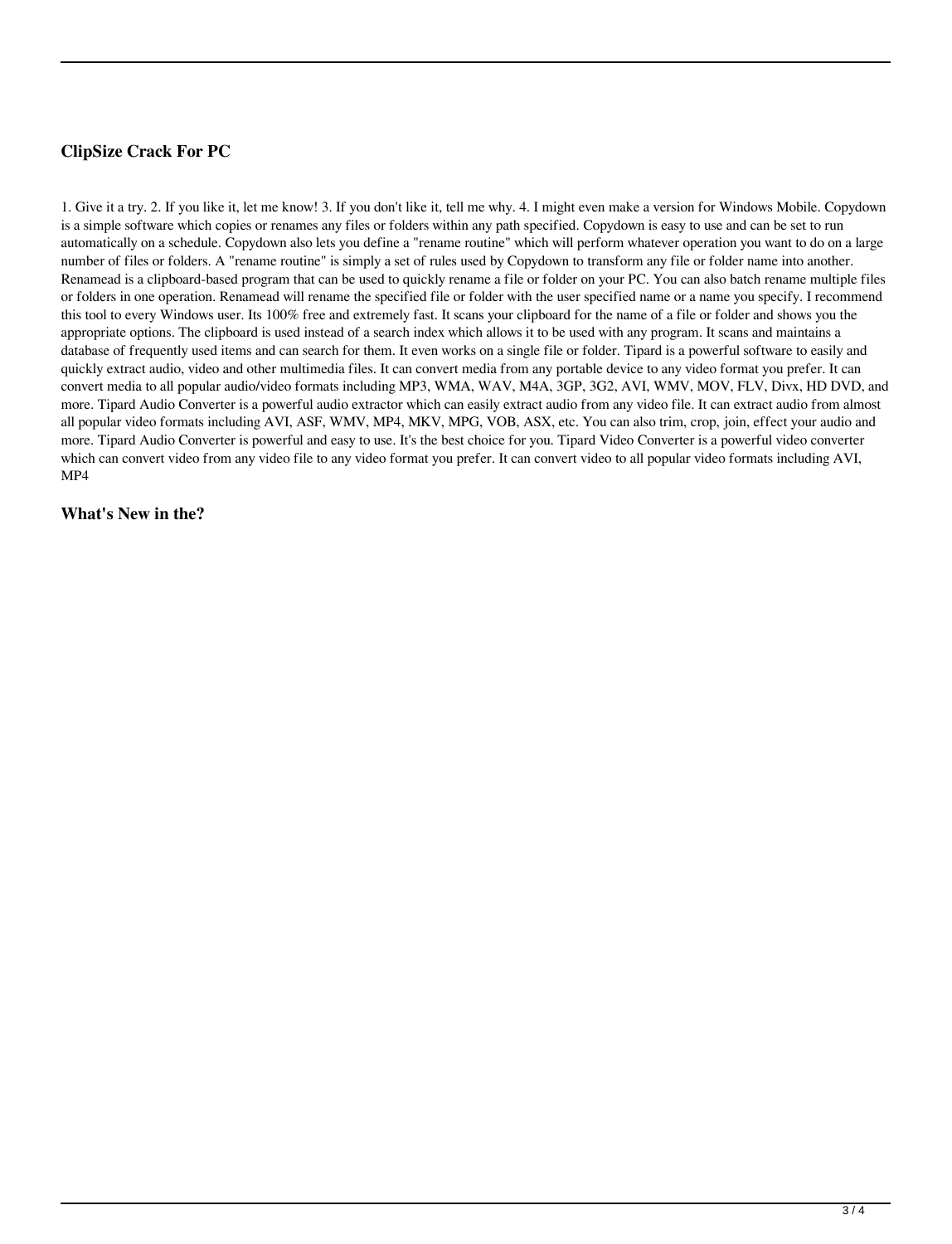### ClipSize Crack For PC

1. Give it a try. 2. If you like it, let me know! 3. If you don't like it, tell me why. 4. I might even make a version for Windows Mobile. Copydown is a simple software which copies or renames any files or folders within any path specified. Copydown is easy to use and can be set to run automatically on a schedule. Copydown also lets you define a "rename routine" which will perform whatever operation you want to do on a large number of files or folders. A "rename routine" is simply a set of rules used by Copydown to transform any file or folder name into another. Renamead is a clipboard-based program that can be used to quickly rename a file or folder on your PC. You can also batch rename multiple files or folders in one operation. Renamead will rename the specified file or folder with the user specified name or a name you specify. I recommend this tool to every Windows user. Its 100% free and extremely fast. It scans your clipboard for the name of a file or folder and shows you the appropriate options. The clipboard is used instead of a search index which allows it to be used with any program. It scans and maintains a database of frequently used items and can search for them. It even works on a single file or folder. Tipard is a powerful software to easily and quickly extract audio, video and other multimedia files. It can convert media from any portable device to any video format you prefer. It can convert media to all popular audio/video formats including MP3, WMA, WAV, M4A, 3GP, 3G2, AVI, WMV, MOV, FLV, Divx, HD DVD, and more. Tipard Audio Converter is a powerful audio extractor which can easily extract audio from any video file. It can extract audio from almost all popular video formats including AVI, ASF, WMV, MP4, MKV, MPG, VOB, ASX, etc. You can also trim, crop, join, effect your audio and more. Tipard Audio Converter is powerful and easy to use. It's the best choice for you. Tipard Video Converter is a powerful video converter which can convert video from any video file to any video format you prefer. It can convert video to all popular video formats including AVI, MP4

### What's New in the?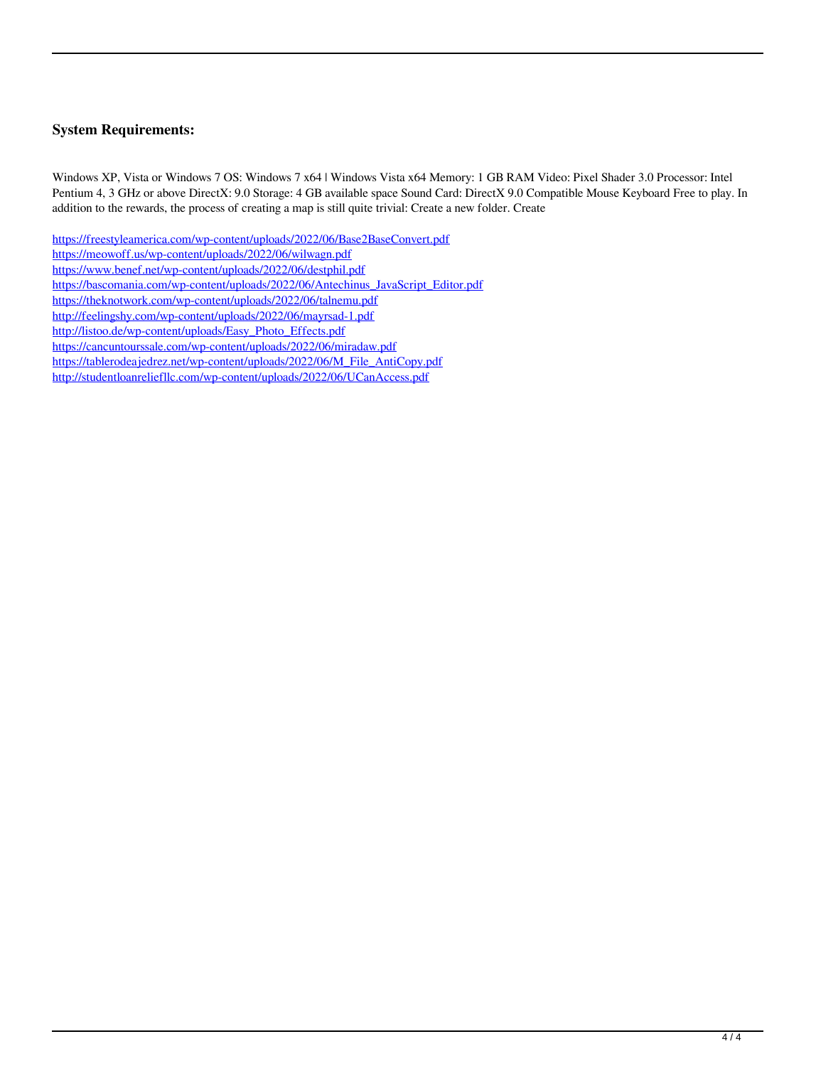### System Requirements:

Windows XP, Vista or Windows 7 OS: Windows 7 x64 | Windows Vista x64 Memory: 1 GB RAM Video: Pixel Shader 3.0 Processor: Intel Pentium 4, 3 GHz or above DirectX: 9.0 Storage: 4 GB available space Sound Card: DirectX 9.0 Compatible Mouse Keyboard Free to play. In addition to the rewards, the process of creating a map is still quite trivial: Create a new folder. Create

https://freestyleamerica.com/wp-content/uploads/2022/06/Base2BaseConvert.pdf
https://meowoff.us/wp-content/uploads/2022/06/wilwagn.pdf
https://www.benef.net/wp-content/uploads/2022/06/destphil.pdf
https://bascomania.com/wp-content/uploads/2022/06/Antechinus_JavaScript_Editor.pdf
https://theknotwork.com/wp-content/uploads/2022/06/talnemu.pdf
http://feelingshy.com/wp-content/uploads/2022/06/mayrsad-1.pdf
http://listoo.de/wp-content/uploads/Easy_Photo_Effects.pdf
https://cancuntourssale.com/wp-content/uploads/2022/06/miradaw.pdf
https://tablerodeajedrez.net/wp-content/uploads/2022/06/M_File_AntiCopy.pdf
http://studentloanreliefllc.com/wp-content/uploads/2022/06/UCanAccess.pdf